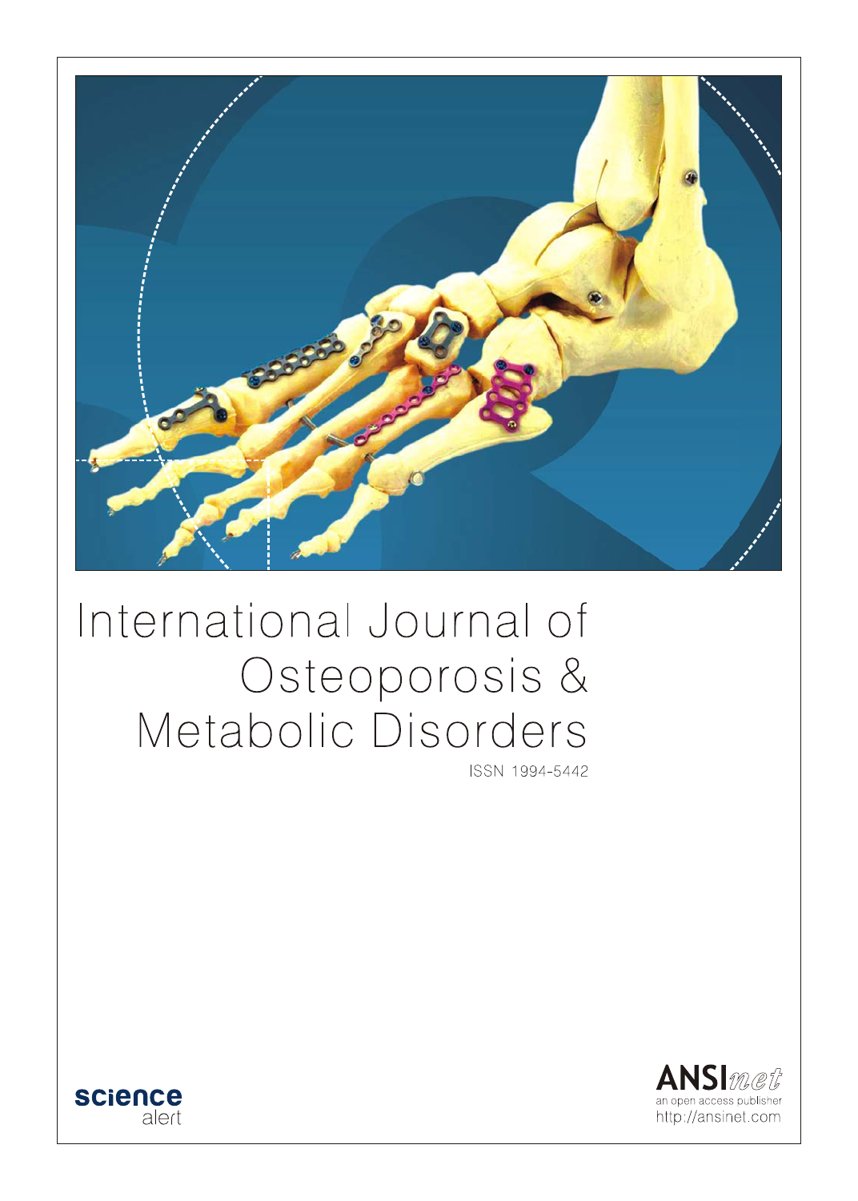# International Journal of Osteoporosis & Metabolic Disorders

ISSN 1994-5442

science alert

ANSInet
an open access publisher
http://ansinet.com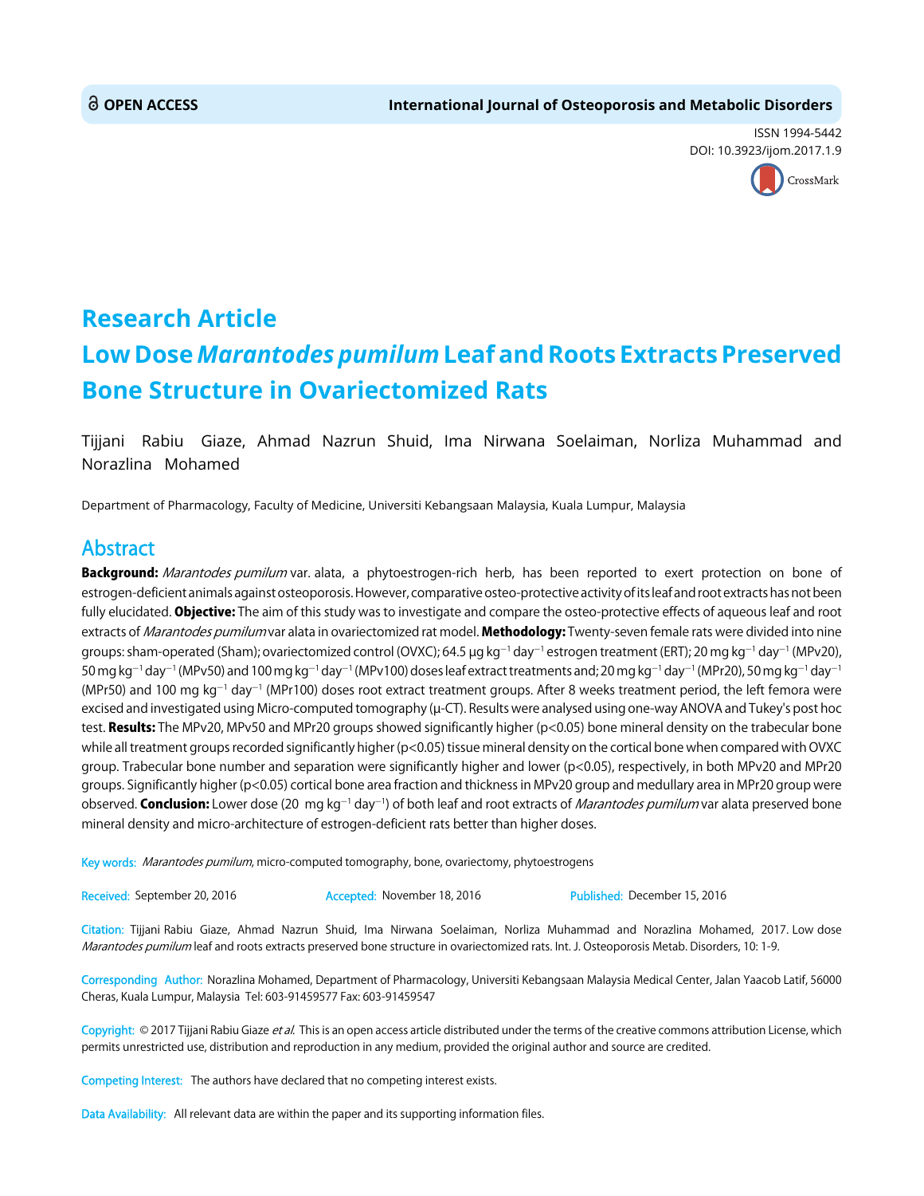# Research Article

# Low Dose *Marantodes pumilum* Leaf and Roots Extracts Preserved Bone Structure in Ovariectomized Rats

Tijjani Rabiu Giaze, Ahmad Nazrun Shuid, Ima Nirwana Soelaiman, Norliza Muhammad and Norazlina Mohamed

Department of Pharmacology, Faculty of Medicine, Universiti Kebangsaan Malaysia, Kuala Lumpur, Malaysia

## Abstract

**Background:** *Marantodes pumilum* var. alata, a phytoestrogen-rich herb, has been reported to exert protection on bone of estrogen-deficient animals against osteoporosis. However, comparative osteo-protective activity of its leaf and root extracts has not been fully elucidated. **Objective:** The aim of this study was to investigate and compare the osteo-protective effects of aqueous leaf and root extracts of *Marantodes pumilum* var alata in ovariectomized rat model. **Methodology:** Twenty-seven female rats were divided into nine groups: sham-operated (Sham); ovariectomized control (OVXC); 64.5 μg $kg^{-1}$ $day^{-1}$ estrogen treatment (ERT); 20 mg $kg^{-1}$ $day^{-1}$ (MPv20), 50 mg $kg^{-1}$ $day^{-1}$ (MPv50) and 100 mg $kg^{-1}$ $day^{-1}$ (MPv100) doses leaf extract treatments and; 20 mg $kg^{-1}$ $day^{-1}$ (MPr20), 50 mg $kg^{-1}$ $day^{-1}$ (MPr50) and 100 mg $kg^{-1}$ $day^{-1}$ (MPr100) doses root extract treatment groups. After 8 weeks treatment period, the left femora were excised and investigated using Micro-computed tomography (μ-CT). Results were analysed using one-way ANOVA and Tukey's post hoc test. **Results:** The MPv20, MPv50 and MPr20 groups showed significantly higher ($p<0.05$) bone mineral density on the trabecular bone while all treatment groups recorded significantly higher ($p<0.05$) tissue mineral density on the cortical bone when compared with OVXC group. Trabecular bone number and separation were significantly higher and lower ($p<0.05$), respectively, in both MPv20 and MPr20 groups. Significantly higher ($p<0.05$) cortical bone area fraction and thickness in MPv20 group and medullary area in MPr20 group were observed. **Conclusion:** Lower dose (20 mg $kg^{-1}$ $day^{-1}$) of both leaf and root extracts of *Marantodes pumilum* var alata preserved bone mineral density and micro-architecture of estrogen-deficient rats better than higher doses.

**Key words:** *Marantodes pumilum*, micro-computed tomography, bone, ovariectomy, phytoestrogens

**Received:** September 20, 2016 **Accepted:** November 18, 2016 **Published:** December 15, 2016

**Citation:** Tijjani Rabiu Giaze, Ahmad Nazrun Shuid, Ima Nirwana Soelaiman, Norliza Muhammad and Norazlina Mohamed, 2017. Low dose *Marantodes pumilum* leaf and roots extracts preserved bone structure in ovariectomized rats. Int. J. Osteoporosis Metab. Disorders, 10: 1-9.

**Corresponding Author:** Norazlina Mohamed, Department of Pharmacology, Universiti Kebangsaan Malaysia Medical Center, Jalan Yaacob Latif, 56000 Cheras, Kuala Lumpur, Malaysia Tel: 603-91459577 Fax: 603-91459547

**Copyright:** © 2017 Tijjani Rabiu Giaze *et al*. This is an open access article distributed under the terms of the creative commons attribution License, which permits unrestricted use, distribution and reproduction in any medium, provided the original author and source are credited.

**Competing Interest:** The authors have declared that no competing interest exists.

**Data Availability:** All relevant data are within the paper and its supporting information files.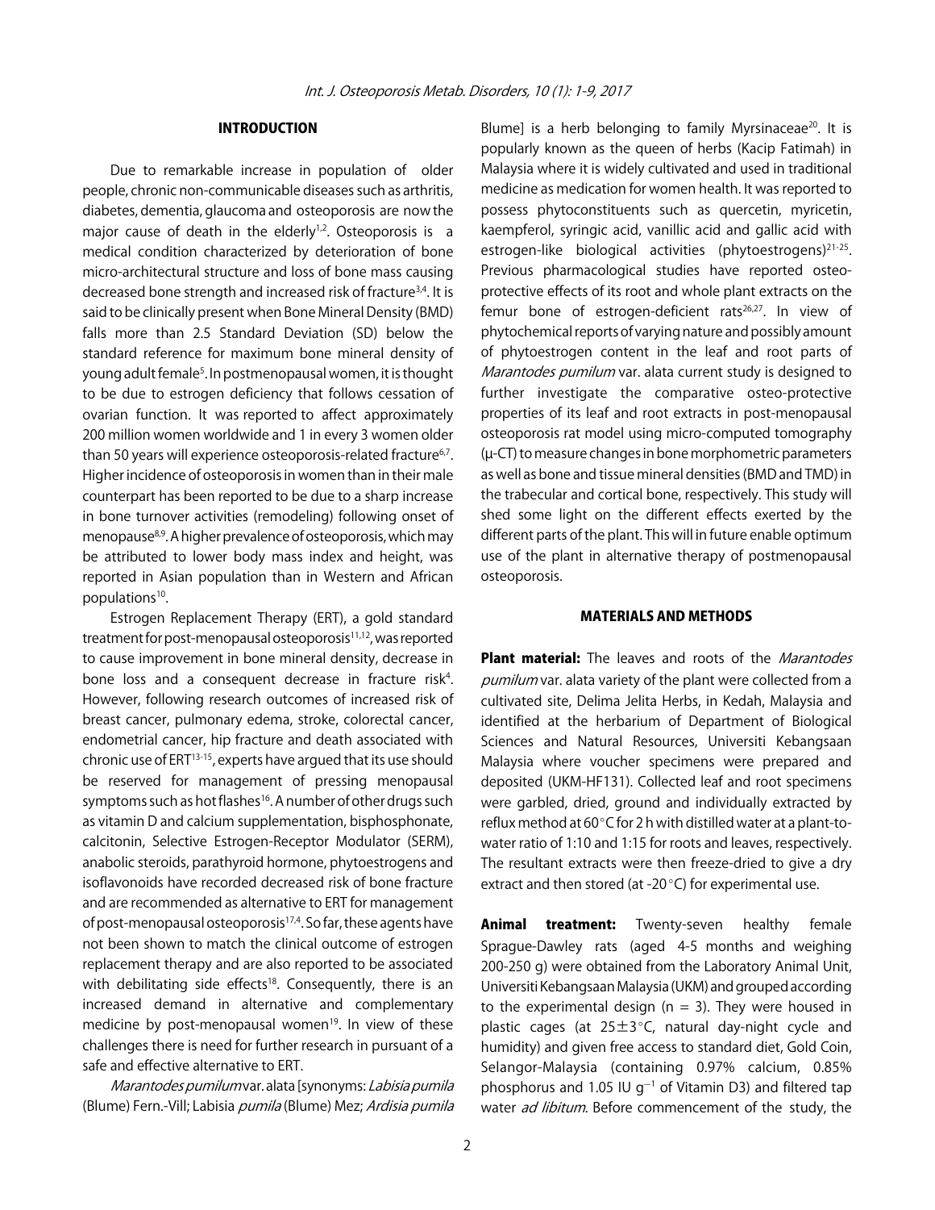## INTRODUCTION

Due to remarkable increase in population of older people, chronic non-communicable diseases such as arthritis, diabetes, dementia, glaucoma and osteoporosis are now the major cause of death in the elderly[1,2]. Osteoporosis is a medical condition characterized by deterioration of bone micro-architectural structure and loss of bone mass causing decreased bone strength and increased risk of fracture[3,4]. It is said to be clinically present when Bone Mineral Density (BMD) falls more than 2.5 Standard Deviation (SD) below the standard reference for maximum bone mineral density of young adult female[5]. In postmenopausal women, it is thought to be due to estrogen deficiency that follows cessation of ovarian function. It was reported to affect approximately 200 million women worldwide and 1 in every 3 women older than 50 years will experience osteoporosis-related fracture[6,7]. Higher incidence of osteoporosis in women than in their male counterpart has been reported to be due to a sharp increase in bone turnover activities (remodeling) following onset of menopause[8,9]. A higher prevalence of osteoporosis, which may be attributed to lower body mass index and height, was reported in Asian population than in Western and African populations[10].

Estrogen Replacement Therapy (ERT), a gold standard treatment for post-menopausal osteoporosis[11,12], was reported to cause improvement in bone mineral density, decrease in bone loss and a consequent decrease in fracture risk[4]. However, following research outcomes of increased risk of breast cancer, pulmonary edema, stroke, colorectal cancer, endometrial cancer, hip fracture and death associated with chronic use of ERT[13-15], experts have argued that its use should be reserved for management of pressing menopausal symptoms such as hot flashes[16]. A number of other drugs such as vitamin D and calcium supplementation, bisphosphonate, calcitonin, Selective Estrogen-Receptor Modulator (SERM), anabolic steroids, parathyroid hormone, phytoestrogens and isoflavonoids have recorded decreased risk of bone fracture and are recommended as alternative to ERT for management of post-menopausal osteoporosis[17,4]. So far, these agents have not been shown to match the clinical outcome of estrogen replacement therapy and are also reported to be associated with debilitating side effects[18]. Consequently, there is an increased demand in alternative and complementary medicine by post-menopausal women[19]. In view of these challenges there is need for further research in pursuant of a safe and effective alternative to ERT.

*Marantodes pumilum* var. alata [synonyms: *Labisia pumila* (Blume) Fern.-Vill; Labisia *pumila* (Blume) Mez; *Ardisia pumila* Blume] is a herb belonging to family Myrsinaceae[20]. It is popularly known as the queen of herbs (Kacip Fatimah) in Malaysia where it is widely cultivated and used in traditional medicine as medication for women health. It was reported to possess phytoconstituents such as quercetin, myricetin, kaempferol, syringic acid, vanillic acid and gallic acid with estrogen-like biological activities (phytoestrogens)[21-25]. Previous pharmacological studies have reported osteo-protective effects of its root and whole plant extracts on the femur bone of estrogen-deficient rats[26,27]. In view of phytochemical reports of varying nature and possibly amount of phytoestrogen content in the leaf and root parts of *Marantodes pumilum* var. alata current study is designed to further investigate the comparative osteo-protective properties of its leaf and root extracts in post-menopausal osteoporosis rat model using micro-computed tomography (μ-CT) to measure changes in bone morphometric parameters as well as bone and tissue mineral densities (BMD and TMD) in the trabecular and cortical bone, respectively. This study will shed some light on the different effects exerted by the different parts of the plant. This will in future enable optimum use of the plant in alternative therapy of postmenopausal osteoporosis.

## MATERIALS AND METHODS

**Plant material:** The leaves and roots of the *Marantodes pumilum* var. alata variety of the plant were collected from a cultivated site, Delima Jelita Herbs, in Kedah, Malaysia and identified at the herbarium of Department of Biological Sciences and Natural Resources, Universiti Kebangsaan Malaysia where voucher specimens were prepared and deposited (UKM-HF131). Collected leaf and root specimens were garbled, dried, ground and individually extracted by reflux method at 60°C for 2 h with distilled water at a plant-to-water ratio of 1:10 and 1:15 for roots and leaves, respectively. The resultant extracts were then freeze-dried to give a dry extract and then stored (at -20°C) for experimental use.

**Animal treatment:** Twenty-seven healthy female Sprague-Dawley rats (aged 4-5 months and weighing 200-250 g) were obtained from the Laboratory Animal Unit, Universiti Kebangsaan Malaysia (UKM) and grouped according to the experimental design ($n = 3$). They were housed in plastic cages (at 25±3°C, natural day-night cycle and humidity) and given free access to standard diet, Gold Coin, Selangor-Malaysia (containing 0.97% calcium, 0.85% phosphorus and 1.05 IU $g^{-1}$ of Vitamin D3) and filtered tap water *ad libitum*. Before commencement of the study, the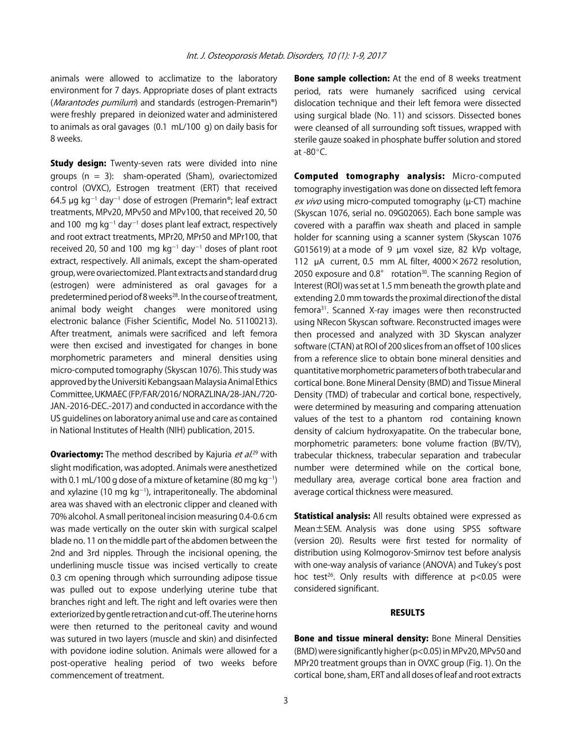animals were allowed to acclimatize to the laboratory environment for 7 days. Appropriate doses of plant extracts (*Marantodes pumilum*) and standards (estrogen-Premarin®) were freshly prepared in deionized water and administered to animals as oral gavages (0.1 mL/100 g) on daily basis for 8 weeks.

**Study design:** Twenty-seven rats were divided into nine groups (n = 3): sham-operated (Sham), ovariectomized control (OVXC), Estrogen treatment (ERT) that received 64.5 μg $kg^{-1}$ $day^{-1}$ dose of estrogen (Premarin®; leaf extract treatments, MPv20, MPv50 and MPv100, that received 20, 50 and 100 mg $kg^{-1}$ $day^{-1}$ doses plant leaf extract, respectively and root extract treatments, MPr20, MPr50 and MPr100, that received 20, 50 and 100 mg $kg^{-1}$ $day^{-1}$ doses of plant root extract, respectively. All animals, except the sham-operated group, were ovariectomized. Plant extracts and standard drug (estrogen) were administered as oral gavages for a predetermined period of 8 weeks[28]. In the course of treatment, animal body weight changes were monitored using electronic balance (Fisher Scientific, Model No. 51100213). After treatment, animals were sacrificed and left femora were then excised and investigated for changes in bone morphometric parameters and mineral densities using micro-computed tomography (Skyscan 1076). This study was approved by the Universiti Kebangsaan Malaysia Animal Ethics Committee, UKMAEC (FP/FAR/2016/ NORAZLINA/28-JAN./720-JAN.-2016-DEC.-2017) and conducted in accordance with the US guidelines on laboratory animal use and care as contained in National Institutes of Health (NIH) publication, 2015.

**Ovariectomy:** The method described by Kajuria *et al.*[29] with slight modification, was adopted. Animals were anesthetized with 0.1 mL/100 g dose of a mixture of ketamine (80 mg $kg^{-1}$) and xylazine (10 mg $kg^{-1}$), intraperitoneally. The abdominal area was shaved with an electronic clipper and cleaned with 70% alcohol. A small peritoneal incision measuring 0.4-0.6 cm was made vertically on the outer skin with surgical scalpel blade no. 11 on the middle part of the abdomen between the 2nd and 3rd nipples. Through the incisional opening, the underlining muscle tissue was incised vertically to create 0.3 cm opening through which surrounding adipose tissue was pulled out to expose underlying uterine tube that branches right and left. The right and left ovaries were then exteriorized by gentle retraction and cut-off. The uterine horns were then returned to the peritoneal cavity and wound was sutured in two layers (muscle and skin) and disinfected with povidone iodine solution. Animals were allowed for a post-operative healing period of two weeks before commencement of treatment.

**Bone sample collection:** At the end of 8 weeks treatment period, rats were humanely sacrificed using cervical dislocation technique and their left femora were dissected using surgical blade (No. 11) and scissors. Dissected bones were cleansed of all surrounding soft tissues, wrapped with sterile gauze soaked in phosphate buffer solution and stored at -80°C.

**Computed tomography analysis:** Micro-computed tomography investigation was done on dissected left femora *ex vivo* using micro-computed tomography (μ-CT) machine (Skyscan 1076, serial no. 09G02065). Each bone sample was covered with a paraffin wax sheath and placed in sample holder for scanning using a scanner system (Skyscan 1076 G015619) at a mode of 9 μm voxel size, 82 kVp voltage, 112 μA current, 0.5 mm AL filter, 4000×2672 resolution, 2050 exposure and 0.8° rotation[30]. The scanning Region of Interest (ROI) was set at 1.5 mm beneath the growth plate and extending 2.0 mm towards the proximal direction of the distal femora[31]. Scanned X-ray images were then reconstructed using NRecon Skyscan software. Reconstructed images were then processed and analyzed with 3D Skyscan analyzer software (CTAN) at ROI of 200 slices from an offset of 100 slices from a reference slice to obtain bone mineral densities and quantitative morphometric parameters of both trabecular and cortical bone. Bone Mineral Density (BMD) and Tissue Mineral Density (TMD) of trabecular and cortical bone, respectively, were determined by measuring and comparing attenuation values of the test to a phantom rod containing known density of calcium hydroxyapatite. On the trabecular bone, morphometric parameters: bone volume fraction (BV/TV), trabecular thickness, trabecular separation and trabecular number were determined while on the cortical bone, medullary area, average cortical bone area fraction and average cortical thickness were measured.

**Statistical analysis:** All results obtained were expressed as Mean±SEM. Analysis was done using SPSS software (version 20). Results were first tested for normality of distribution using Kolmogorov-Smirnov test before analysis with one-way analysis of variance (ANOVA) and Tukey's post hoc test[26]. Only results with difference at $p<0.05$ were considered significant.

## RESULTS

**Bone and tissue mineral density:** Bone Mineral Densities (BMD) were significantly higher ($p<0.05$) in MPv20, MPv50 and MPr20 treatment groups than in OVXC group (Fig. 1). On the cortical bone, sham, ERT and all doses of leaf and root extracts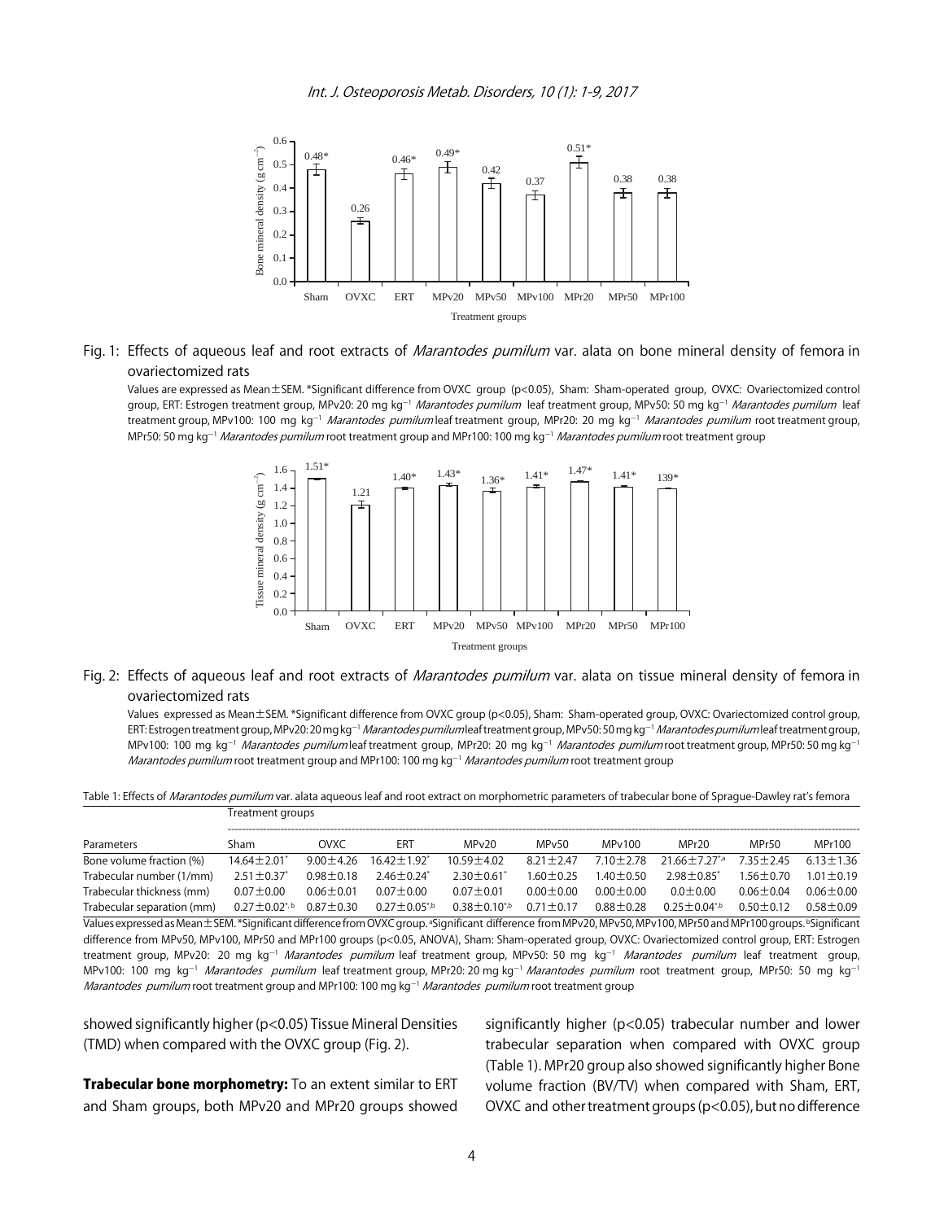Fig. 1: Effects of aqueous leaf and root extracts of *Marantodes pumilum* var. alata on bone mineral density of femora in ovariectomized rats

Values are expressed as Mean±SEM. *Significant difference from OVXC group ($p<0.05$), Sham: Sham-operated group, OVXC: Ovariectomized control group, ERT: Estrogen treatment group, MPv20: 20 mg kg$^{-1}$ *Marantodes pumilum* leaf treatment group, MPv50: 50 mg kg$^{-1}$ *Marantodes pumilum* leaf treatment group, MPv100: 100 mg kg$^{-1}$ *Marantodes pumilum* leaf treatment group, MPr20: 20 mg kg$^{-1}$ *Marantodes pumilum* root treatment group, MPr50: 50 mg kg$^{-1}$ *Marantodes pumilum* root treatment group and MPr100: 100 mg kg$^{-1}$ *Marantodes pumilum* root treatment group

Fig. 2: Effects of aqueous leaf and root extracts of *Marantodes pumilum* var. alata on tissue mineral density of femora in ovariectomized rats

Values expressed as Mean±SEM. *Significant difference from OVXC group ($p<0.05$), Sham: Sham-operated group, OVXC: Ovariectomized control group, ERT: Estrogen treatment group, MPv20: 20 mg kg$^{-1}$ *Marantodes pumilum* leaf treatment group, MPv50: 50 mg kg$^{-1}$ *Marantodes pumilum* leaf treatment group, MPv100: 100 mg kg$^{-1}$ *Marantodes pumilum* leaf treatment group, MPr20: 20 mg kg$^{-1}$ *Marantodes pumilum* root treatment group, MPr50: 50 mg kg$^{-1}$ *Marantodes pumilum* root treatment group and MPr100: 100 mg kg$^{-1}$ *Marantodes pumilum* root treatment group

Table 1: Effects of *Marantodes pumilum* var. alata aqueous leaf and root extract on morphometric parameters of trabecular bone of Sprague-Dawley rat's femora

| | Treatment groups | | | | | | | | |
|---|---|---|---|---|---|---|---|---|---|
| Parameters | Sham | OVXC | ERT | MPv20 | MPv50 | MPv100 | MPr20 | MPr50 | MPr100 |
| Bone volume fraction (%) | 14.64±2.01* | 9.00±4.26 | 16.42±1.92* | 10.59±4.02 | 8.21±2.47 | 7.10±2.78 | 21.66±7.27*,a | 7.35±2.45 | 6.13±1.36 |
| Trabecular number (1/mm) | 2.51±0.37* | 0.98±0.18 | 2.46±0.24* | 2.30±0.61* | 1.60±0.25 | 1.40±0.50 | 2.98±0.85* | 1.56±0.70 | 1.01±0.19 |
| Trabecular thickness (mm) | 0.07±0.00 | 0.06±0.01 | 0.07±0.00 | 0.07±0.01 | 0.00±0.00 | 0.00±0.00 | 0.0±0.00 | 0.06±0.04 | 0.06±0.00 |
| Trabecular separation (mm) | 0.27±0.02*,b | 0.87±0.30 | 0.27±0.05*,b | 0.38±0.10*,b | 0.71±0.17 | 0.88±0.28 | 0.25±0.04*,b | 0.50±0.12 | 0.58±0.09 |

Values expressed as Mean±SEM. *Significant difference from OVXC group. [a]Significant difference from MPv20, MPv50, MPv100, MPr50 and MPr100 groups. [b]Significant difference from MPv50, MPv100, MPr50 and MPr100 groups ($p<0.05$, ANOVA), Sham: Sham-operated group, OVXC: Ovariectomized control group, ERT: Estrogen treatment group, MPv20: 20 mg kg$^{-1}$ *Marantodes pumilum* leaf treatment group, MPv50: 50 mg kg$^{-1}$ *Marantodes pumilum* leaf treatment group, MPv100: 100 mg kg$^{-1}$ *Marantodes pumilum* leaf treatment group, MPr20: 20 mg kg$^{-1}$ *Marantodes pumilum* root treatment group, MPr50: 50 mg kg$^{-1}$ *Marantodes pumilum* root treatment group and MPr100: 100 mg kg$^{-1}$ *Marantodes pumilum* root treatment group

showed significantly higher ($p<0.05$) Tissue Mineral Densities (TMD) when compared with the OVXC group (Fig. 2).

**Trabecular bone morphometry:** To an extent similar to ERT and Sham groups, both MPv20 and MPr20 groups showed significantly higher ($p<0.05$) trabecular number and lower trabecular separation when compared with OVXC group (Table 1). MPr20 group also showed significantly higher Bone volume fraction (BV/TV) when compared with Sham, ERT, OVXC and other treatment groups ($p<0.05$), but no difference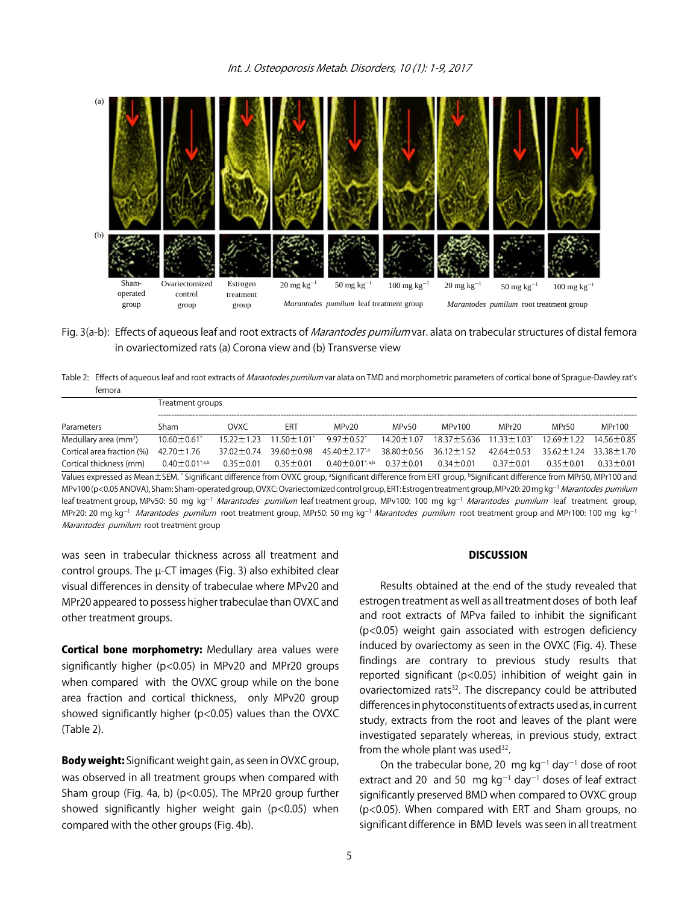(a)

(b)

Sham-operated group | Ovariectomized control group | Estrogen treatment group | 20 mg kg$^{-1}$ | 50 mg kg$^{-1}$ | 100 mg kg$^{-1}$ | 20 mg kg$^{-1}$ | 50 mg kg$^{-1}$ | 100 mg kg$^{-1}$

*Marantodes pumilum* leaf treatment group | *Marantodes pumilum* root treatment group

Fig. 3(a-b): Effects of aqueous leaf and root extracts of *Marantodes pumilum* var. alata on trabecular structures of distal femora in ovariectomized rats (a) Corona view and (b) Transverse view

Table 2: Effects of aqueous leaf and root extracts of *Marantodes pumilum* var alata on TMD and morphometric parameters of cortical bone of Sprague-Dawley rat's femora

| | Treatment groups | | | | | | | | |
|---|---|---|---|---|---|---|---|---|---|
| Parameters | Sham | OVXC | ERT | MPv20 | MPv50 | MPv100 | MPr20 | MPr50 | MPr100 |
| Medullary area (mm$^2$) | 10.60±0.61$^*$ | 15.22±1.23 | 11.50±1.01$^*$ | 9.97±0.52$^*$ | 14.20±1.07 | 18.37±5.636 | 11.33±1.03$^*$ | 12.69±1.22 | 14.56±0.85 |
| Cortical area fraction (%) | 42.70±1.76 | 37.02±0.74 | 39.60±0.98 | 45.40±2.17$^{*,a}$ | 38.80±0.56 | 36.12±1.52 | 42.64±0.53 | 35.62±1.24 | 33.38±1.70 |
| Cortical thickness (mm) | 0.40±0.01$^{*,a,b}$ | 0.35±0.01 | 0.35±0.01 | 0.40±0.01$^{*,a,b}$ | 0.37±0.01 | 0.34±0.01 | 0.37±0.01 | 0.35±0.01 | 0.33±0.01 |

Values expressed as Mean±SEM. $^*$ Significant difference from OVXC group, $^a$Significant difference from ERT group, $^b$Significant difference from MPr50, MPr100 and MPv100 (p<0.05 ANOVA), Sham: Sham-operated group, OVXC: Ovariectomized control group, ERT: Estrogen treatment group, MPv20: 20 mg kg$^{-1}$ *Marantodes pumilum* leaf treatment group, MPv50: 50 mg kg$^{-1}$ *Marantodes pumilum* leaf treatment group, MPv100: 100 mg kg$^{-1}$ *Marantodes pumilum* leaf treatment group, MPr20: 20 mg kg$^{-1}$ *Marantodes pumilum* root treatment group, MPr50: 50 mg kg$^{-1}$ *Marantodes pumilum* root treatment group and MPr100: 100 mg kg$^{-1}$ *Marantodes pumilum* root treatment group

was seen in trabecular thickness across all treatment and control groups. The µ-CT images (Fig. 3) also exhibited clear visual differences in density of trabeculae where MPv20 and MPr20 appeared to possess higher trabeculae than OVXC and other treatment groups.

**Cortical bone morphometry:** Medullary area values were significantly higher (p<0.05) in MPv20 and MPr20 groups when compared with the OVXC group while on the bone area fraction and cortical thickness, only MPv20 group showed significantly higher (p<0.05) values than the OVXC (Table 2).

**Body weight:** Significant weight gain, as seen in OVXC group, was observed in all treatment groups when compared with Sham group (Fig. 4a, b) (p<0.05). The MPr20 group further showed significantly higher weight gain (p<0.05) when compared with the other groups (Fig. 4b).

## DISCUSSION

Results obtained at the end of the study revealed that estrogen treatment as well as all treatment doses of both leaf and root extracts of MPva failed to inhibit the significant (p<0.05) weight gain associated with estrogen deficiency induced by ovariectomy as seen in the OVXC (Fig. 4). These findings are contrary to previous study results that reported significant (p<0.05) inhibition of weight gain in ovariectomized rats[32]. The discrepancy could be attributed differences in phytoconstituents of extracts used as, in current study, extracts from the root and leaves of the plant were investigated separately whereas, in previous study, extract from the whole plant was used[32].

On the trabecular bone, 20 mg kg$^{-1}$ day$^{-1}$ dose of root extract and 20 and 50 mg kg$^{-1}$ day$^{-1}$ doses of leaf extract significantly preserved BMD when compared to OVXC group (p<0.05). When compared with ERT and Sham groups, no significant difference in BMD levels was seen in all treatment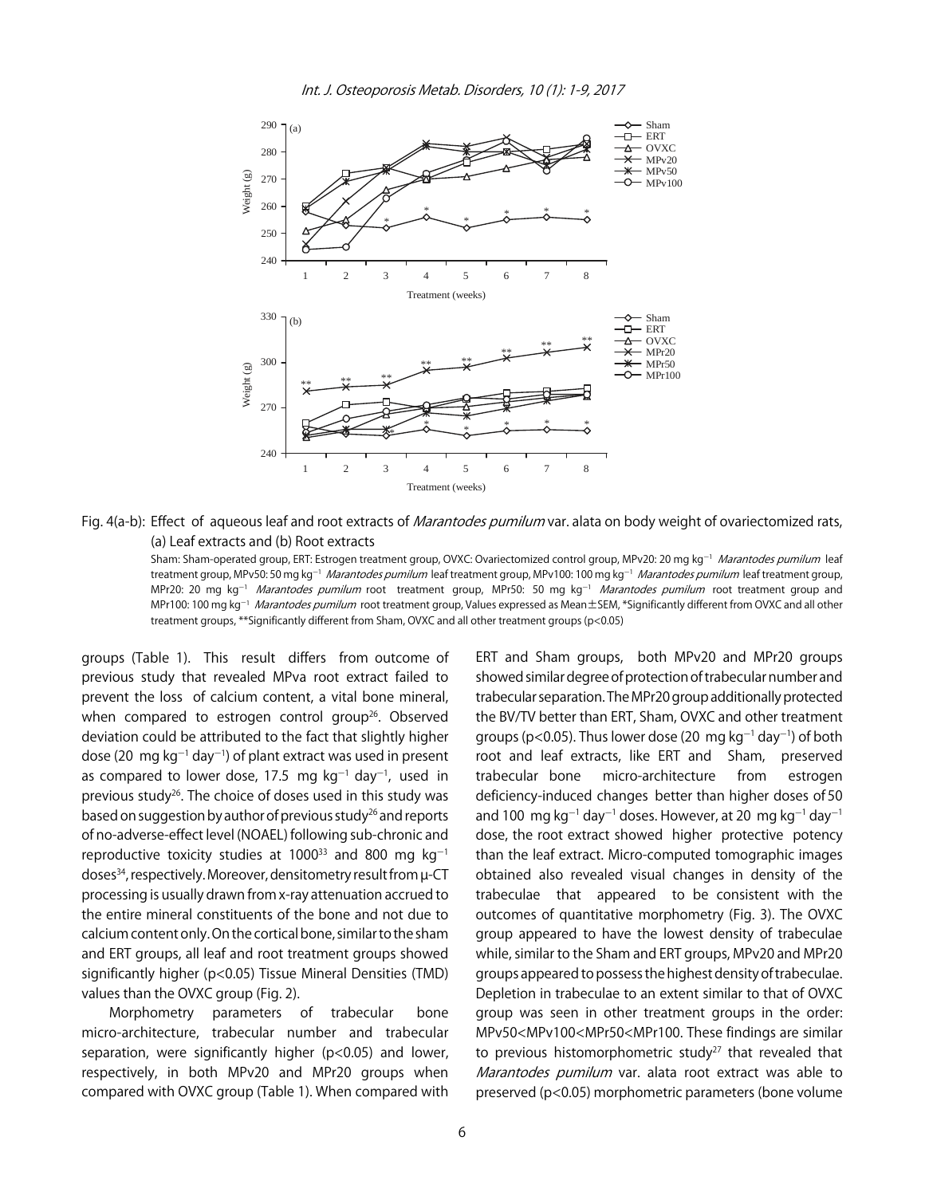Fig. 4(a-b): Effect of aqueous leaf and root extracts of *Marantodes pumilum* var. alata on body weight of ovariectomized rats, (a) Leaf extracts and (b) Root extracts

Sham: Sham-operated group, ERT: Estrogen treatment group, OVXC: Ovariectomized control group, MPv20: 20 mg kg$^{-1}$ *Marantodes pumilum* leaf treatment group, MPv50: 50 mg kg$^{-1}$ *Marantodes pumilum* leaf treatment group, MPv100: 100 mg kg$^{-1}$ *Marantodes pumilum* leaf treatment group, MPr20: 20 mg kg$^{-1}$ *Marantodes pumilum* root treatment group, MPr50: 50 mg kg$^{-1}$ *Marantodes pumilum* root treatment group and MPr100: 100 mg kg$^{-1}$ *Marantodes pumilum* root treatment group, Values expressed as Mean±SEM, *Significantly different from OVXC and all other treatment groups, **Significantly different from Sham, OVXC and all other treatment groups ($p<0.05$)

groups (Table 1). This result differs from outcome of previous study that revealed MPva root extract failed to prevent the loss of calcium content, a vital bone mineral, when compared to estrogen control group[26]. Observed deviation could be attributed to the fact that slightly higher dose (20 mg kg$^{-1}$ day$^{-1}$) of plant extract was used in present as compared to lower dose, 17.5 mg kg$^{-1}$ day$^{-1}$, used in previous study[26]. The choice of doses used in this study was based on suggestion by author of previous study[26] and reports of no-adverse-effect level (NOAEL) following sub-chronic and reproductive toxicity studies at 1000[33] and 800 mg kg$^{-1}$ doses[34], respectively. Moreover, densitometry result from μ-CT processing is usually drawn from x-ray attenuation accrued to the entire mineral constituents of the bone and not due to calcium content only. On the cortical bone, similar to the sham and ERT groups, all leaf and root treatment groups showed significantly higher ($p<0.05$) Tissue Mineral Densities (TMD) values than the OVXC group (Fig. 2).

Morphometry parameters of trabecular bone micro-architecture, trabecular number and trabecular separation, were significantly higher ($p<0.05$) and lower, respectively, in both MPv20 and MPr20 groups when compared with OVXC group (Table 1). When compared with ERT and Sham groups, both MPv20 and MPr20 groups showed similar degree of protection of trabecular number and trabecular separation. The MPr20 group additionally protected the BV/TV better than ERT, Sham, OVXC and other treatment groups ($p<0.05$). Thus lower dose (20 mg kg$^{-1}$ day$^{-1}$) of both root and leaf extracts, like ERT and Sham, preserved trabecular bone micro-architecture from estrogen deficiency-induced changes better than higher doses of 50 and 100 mg kg$^{-1}$ day$^{-1}$ doses. However, at 20 mg kg$^{-1}$ day$^{-1}$ dose, the root extract showed higher protective potency than the leaf extract. Micro-computed tomographic images obtained also revealed visual changes in density of the trabeculae that appeared to be consistent with the outcomes of quantitative morphometry (Fig. 3). The OVXC group appeared to have the lowest density of trabeculae while, similar to the Sham and ERT groups, MPv20 and MPr20 groups appeared to possess the highest density of trabeculae. Depletion in trabeculae to an extent similar to that of OVXC group was seen in other treatment groups in the order: MPv50<MPv100<MPr50<MPr100. These findings are similar to previous histomorphometric study[27] that revealed that *Marantodes pumilum* var. alata root extract was able to preserved ($p<0.05$) morphometric parameters (bone volume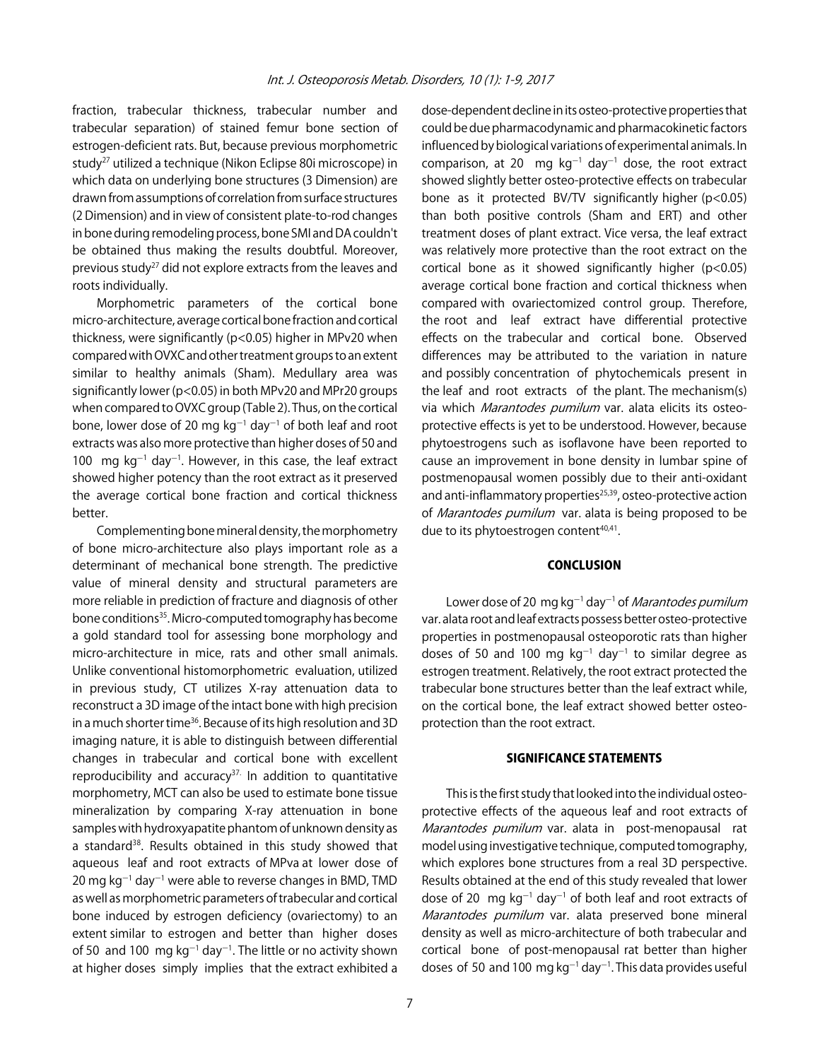fraction, trabecular thickness, trabecular number and trabecular separation) of stained femur bone section of estrogen-deficient rats. But, because previous morphometric study[27] utilized a technique (Nikon Eclipse 80i microscope) in which data on underlying bone structures (3 Dimension) are drawn from assumptions of correlation from surface structures (2 Dimension) and in view of consistent plate-to-rod changes in bone during remodeling process, bone SMI and DA couldn't be obtained thus making the results doubtful. Moreover, previous study[27] did not explore extracts from the leaves and roots individually.

Morphometric parameters of the cortical bone micro-architecture, average cortical bone fraction and cortical thickness, were significantly ($p<0.05$) higher in MPv20 when compared with OVXC and other treatment groups to an extent similar to healthy animals (Sham). Medullary area was significantly lower ($p<0.05$) in both MPv20 and MPr20 groups when compared to OVXC group (Table 2). Thus, on the cortical bone, lower dose of 20 mg kg$^{-1}$ day$^{-1}$ of both leaf and root extracts was also more protective than higher doses of 50 and 100 mg kg$^{-1}$ day$^{-1}$. However, in this case, the leaf extract showed higher potency than the root extract as it preserved the average cortical bone fraction and cortical thickness better.

Complementing bone mineral density, the morphometry of bone micro-architecture also plays important role as a determinant of mechanical bone strength. The predictive value of mineral density and structural parameters are more reliable in prediction of fracture and diagnosis of other bone conditions[35]. Micro-computed tomography has become a gold standard tool for assessing bone morphology and micro-architecture in mice, rats and other small animals. Unlike conventional histomorphometric evaluation, utilized in previous study, CT utilizes X-ray attenuation data to reconstruct a 3D image of the intact bone with high precision in a much shorter time[36]. Because of its high resolution and 3D imaging nature, it is able to distinguish between differential changes in trabecular and cortical bone with excellent reproducibility and accuracy[37]. In addition to quantitative morphometry, MCT can also be used to estimate bone tissue mineralization by comparing X-ray attenuation in bone samples with hydroxyapatite phantom of unknown density as a standard[38]. Results obtained in this study showed that aqueous leaf and root extracts of MPva at lower dose of 20 mg kg$^{-1}$ day$^{-1}$ were able to reverse changes in BMD, TMD as well as morphometric parameters of trabecular and cortical bone induced by estrogen deficiency (ovariectomy) to an extent similar to estrogen and better than higher doses of 50 and 100 mg kg$^{-1}$ day$^{-1}$. The little or no activity shown at higher doses simply implies that the extract exhibited a dose-dependent decline in its osteo-protective properties that could be due pharmacodynamic and pharmacokinetic factors influenced by biological variations of experimental animals. In comparison, at 20 mg kg$^{-1}$ day$^{-1}$ dose, the root extract showed slightly better osteo-protective effects on trabecular bone as it protected BV/TV significantly higher ($p<0.05$) than both positive controls (Sham and ERT) and other treatment doses of plant extract. Vice versa, the leaf extract was relatively more protective than the root extract on the cortical bone as it showed significantly higher ($p<0.05$) average cortical bone fraction and cortical thickness when compared with ovariectomized control group. Therefore, the root and leaf extract have differential protective effects on the trabecular and cortical bone. Observed differences may be attributed to the variation in nature and possibly concentration of phytochemicals present in the leaf and root extracts of the plant. The mechanism(s) via which *Marantodes pumilum* var. alata elicits its osteo-protective effects is yet to be understood. However, because phytoestrogens such as isoflavone have been reported to cause an improvement in bone density in lumbar spine of postmenopausal women possibly due to their anti-oxidant and anti-inflammatory properties[25,39], osteo-protective action of *Marantodes pumilum* var. alata is being proposed to be due to its phytoestrogen content[40,41].

## CONCLUSION

Lower dose of 20 mg kg$^{-1}$ day$^{-1}$ of *Marantodes pumilum* var. alata root and leaf extracts possess better osteo-protective properties in postmenopausal osteoporotic rats than higher doses of 50 and 100 mg kg$^{-1}$ day$^{-1}$ to similar degree as estrogen treatment. Relatively, the root extract protected the trabecular bone structures better than the leaf extract while, on the cortical bone, the leaf extract showed better osteo-protection than the root extract.

## SIGNIFICANCE STATEMENTS

This is the first study that looked into the individual osteo-protective effects of the aqueous leaf and root extracts of *Marantodes pumilum* var. alata in post-menopausal rat model using investigative technique, computed tomography, which explores bone structures from a real 3D perspective. Results obtained at the end of this study revealed that lower dose of 20 mg kg$^{-1}$ day$^{-1}$ of both leaf and root extracts of *Marantodes pumilum* var. alata preserved bone mineral density as well as micro-architecture of both trabecular and cortical bone of post-menopausal rat better than higher doses of 50 and 100 mg kg$^{-1}$ day$^{-1}$. This data provides useful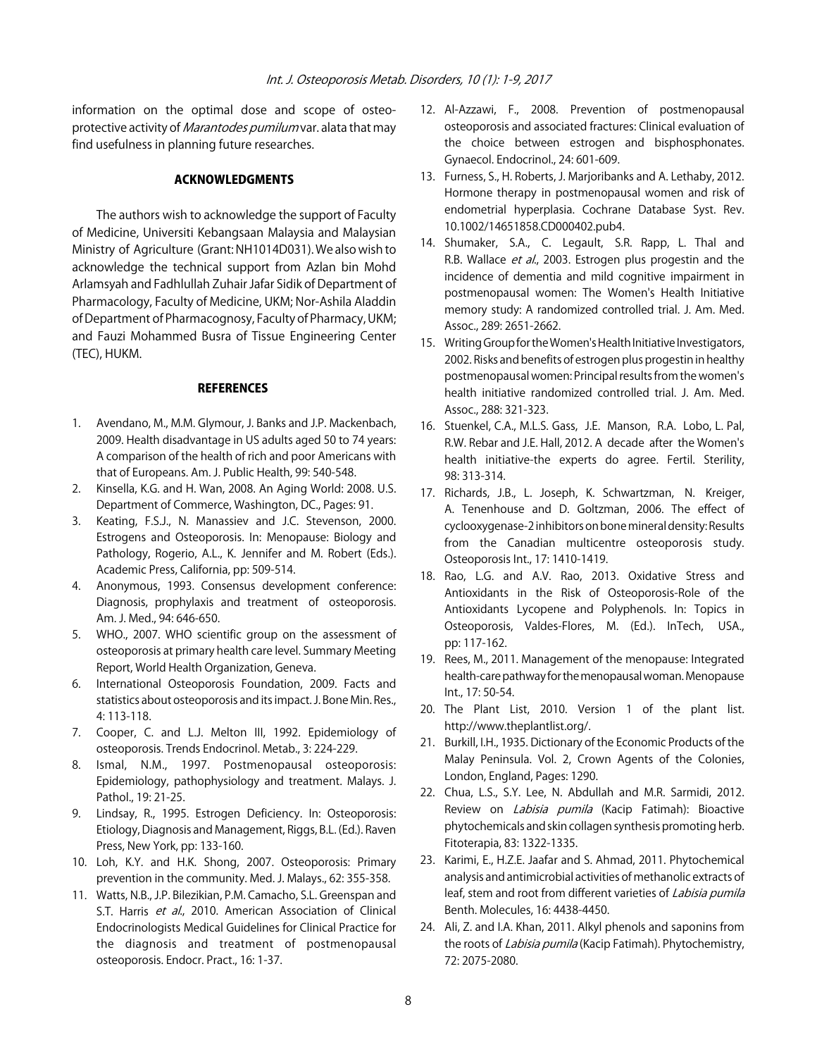information on the optimal dose and scope of osteo-protective activity of *Marantodes pumilum* var. alata that may find usefulness in planning future researches.

## ACKNOWLEDGMENTS

The authors wish to acknowledge the support of Faculty of Medicine, Universiti Kebangsaan Malaysia and Malaysian Ministry of Agriculture (Grant: NH1014D031). We also wish to acknowledge the technical support from Azlan bin Mohd Arlamsyah and Fadhlullah Zuhair Jafar Sidik of Department of Pharmacology, Faculty of Medicine, UKM; Nor-Ashila Aladdin of Department of Pharmacognosy, Faculty of Pharmacy, UKM; and Fauzi Mohammed Busra of Tissue Engineering Center (TEC), HUKM.

## REFERENCES

1. Avendano, M., M.M. Glymour, J. Banks and J.P. Mackenbach, 2009. Health disadvantage in US adults aged 50 to 74 years: A comparison of the health of rich and poor Americans with that of Europeans. Am. J. Public Health, 99: 540-548.
2. Kinsella, K.G. and H. Wan, 2008. An Aging World: 2008. U.S. Department of Commerce, Washington, DC., Pages: 91.
3. Keating, F.S.J., N. Manassiev and J.C. Stevenson, 2000. Estrogens and Osteoporosis. In: Menopause: Biology and Pathology, Rogerio, A.L., K. Jennifer and M. Robert (Eds.). Academic Press, California, pp: 509-514.
4. Anonymous, 1993. Consensus development conference: Diagnosis, prophylaxis and treatment of osteoporosis. Am. J. Med., 94: 646-650.
5. WHO., 2007. WHO scientific group on the assessment of osteoporosis at primary health care level. Summary Meeting Report, World Health Organization, Geneva.
6. International Osteoporosis Foundation, 2009. Facts and statistics about osteoporosis and its impact. J. Bone Min. Res., 4: 113-118.
7. Cooper, C. and L.J. Melton III, 1992. Epidemiology of osteoporosis. Trends Endocrinol. Metab., 3: 224-229.
8. Ismal, N.M., 1997. Postmenopausal osteoporosis: Epidemiology, pathophysiology and treatment. Malays. J. Pathol., 19: 21-25.
9. Lindsay, R., 1995. Estrogen Deficiency. In: Osteoporosis: Etiology, Diagnosis and Management, Riggs, B.L. (Ed.). Raven Press, New York, pp: 133-160.
10. Loh, K.Y. and H.K. Shong, 2007. Osteoporosis: Primary prevention in the community. Med. J. Malays., 62: 355-358.
11. Watts, N.B., J.P. Bilezikian, P.M. Camacho, S.L. Greenspan and S.T. Harris *et al.*, 2010. American Association of Clinical Endocrinologists Medical Guidelines for Clinical Practice for the diagnosis and treatment of postmenopausal osteoporosis. Endocr. Pract., 16: 1-37.
12. Al-Azzawi, F., 2008. Prevention of postmenopausal osteoporosis and associated fractures: Clinical evaluation of the choice between estrogen and bisphosphonates. Gynaecol. Endocrinol., 24: 601-609.
13. Furness, S., H. Roberts, J. Marjoribanks and A. Lethaby, 2012. Hormone therapy in postmenopausal women and risk of endometrial hyperplasia. Cochrane Database Syst. Rev. 10.1002/14651858.CD000402.pub4.
14. Shumaker, S.A., C. Legault, S.R. Rapp, L. Thal and R.B. Wallace *et al.*, 2003. Estrogen plus progestin and the incidence of dementia and mild cognitive impairment in postmenopausal women: The Women's Health Initiative memory study: A randomized controlled trial. J. Am. Med. Assoc., 289: 2651-2662.
15. Writing Group for the Women's Health Initiative Investigators, 2002. Risks and benefits of estrogen plus progestin in healthy postmenopausal women: Principal results from the women's health initiative randomized controlled trial. J. Am. Med. Assoc., 288: 321-323.
16. Stuenkel, C.A., M.L.S. Gass, J.E. Manson, R.A. Lobo, L. Pal, R.W. Rebar and J.E. Hall, 2012. A decade after the Women's health initiative-the experts do agree. Fertil. Sterility, 98: 313-314.
17. Richards, J.B., L. Joseph, K. Schwartzman, N. Kreiger, A. Tenenhouse and D. Goltzman, 2006. The effect of cyclooxygenase-2 inhibitors on bone mineral density: Results from the Canadian multicentre osteoporosis study. Osteoporosis Int., 17: 1410-1419.
18. Rao, L.G. and A.V. Rao, 2013. Oxidative Stress and Antioxidants in the Risk of Osteoporosis-Role of the Antioxidants Lycopene and Polyphenols. In: Topics in Osteoporosis, Valdes-Flores, M. (Ed.). InTech, USA., pp: 117-162.
19. Rees, M., 2011. Management of the menopause: Integrated health-care pathway for the menopausal woman. Menopause Int., 17: 50-54.
20. The Plant List, 2010. Version 1 of the plant list. http://www.theplantlist.org/.
21. Burkill, I.H., 1935. Dictionary of the Economic Products of the Malay Peninsula. Vol. 2, Crown Agents of the Colonies, London, England, Pages: 1290.
22. Chua, L.S., S.Y. Lee, N. Abdullah and M.R. Sarmidi, 2012. Review on *Labisia pumila* (Kacip Fatimah): Bioactive phytochemicals and skin collagen synthesis promoting herb. Fitoterapia, 83: 1322-1335.
23. Karimi, E., H.Z.E. Jaafar and S. Ahmad, 2011. Phytochemical analysis and antimicrobial activities of methanolic extracts of leaf, stem and root from different varieties of *Labisia pumila* Benth. Molecules, 16: 4438-4450.
24. Ali, Z. and I.A. Khan, 2011. Alkyl phenols and saponins from the roots of *Labisia pumila* (Kacip Fatimah). Phytochemistry, 72: 2075-2080.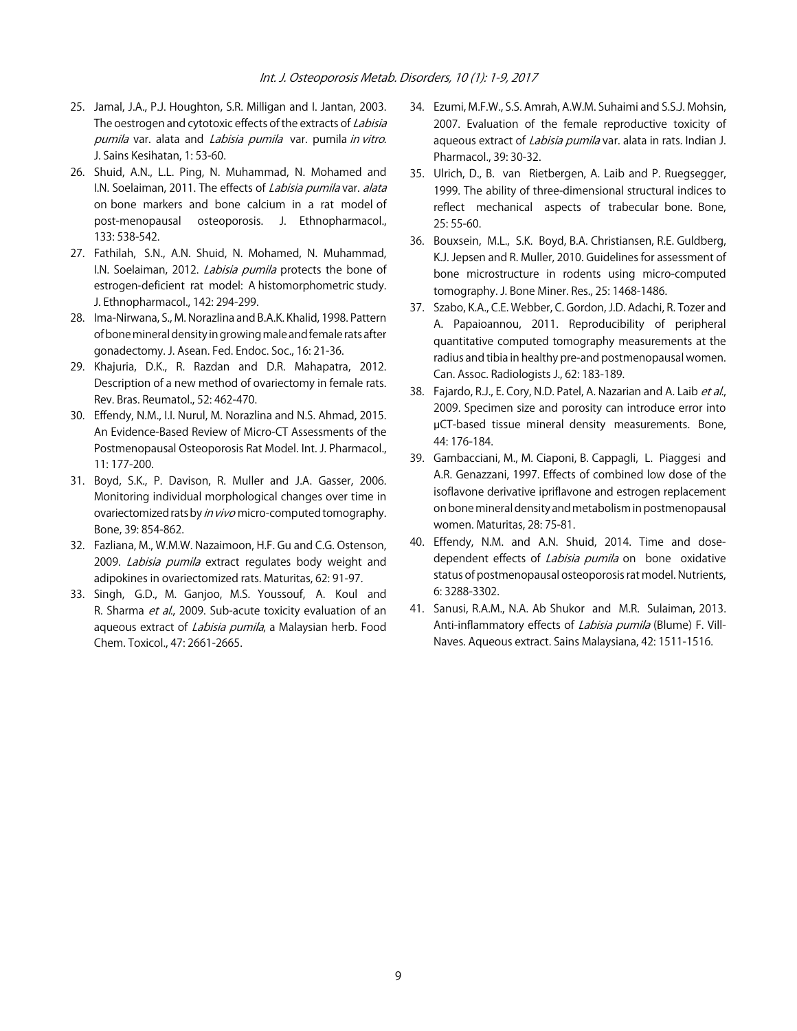25. Jamal, J.A., P.J. Houghton, S.R. Milligan and I. Jantan, 2003. The oestrogen and cytotoxic effects of the extracts of *Labisia pumila* var. alata and *Labisia pumila* var. pumila *in vitro*. J. Sains Kesihatan, 1: 53-60.
26. Shuid, A.N., L.L. Ping, N. Muhammad, N. Mohamed and I.N. Soelaiman, 2011. The effects of *Labisia pumila* var. *alata* on bone markers and bone calcium in a rat model of post-menopausal osteoporosis. J. Ethnopharmacol., 133: 538-542.
27. Fathilah, S.N., A.N. Shuid, N. Mohamed, N. Muhammad, I.N. Soelaiman, 2012. *Labisia pumila* protects the bone of estrogen-deficient rat model: A histomorphometric study. J. Ethnopharmacol., 142: 294-299.
28. Ima-Nirwana, S., M. Norazlina and B.A.K. Khalid, 1998. Pattern of bone mineral density in growing male and female rats after gonadectomy. J. Asean. Fed. Endoc. Soc., 16: 21-36.
29. Khajuria, D.K., R. Razdan and D.R. Mahapatra, 2012. Description of a new method of ovariectomy in female rats. Rev. Bras. Reumatol., 52: 462-470.
30. Effendy, N.M., I.I. Nurul, M. Norazlina and N.S. Ahmad, 2015. An Evidence-Based Review of Micro-CT Assessments of the Postmenopausal Osteoporosis Rat Model. Int. J. Pharmacol., 11: 177-200.
31. Boyd, S.K., P. Davison, R. Muller and J.A. Gasser, 2006. Monitoring individual morphological changes over time in ovariectomized rats by *in vivo* micro-computed tomography. Bone, 39: 854-862.
32. Fazliana, M., W.M.W. Nazaimoon, H.F. Gu and C.G. Ostenson, 2009. *Labisia pumila* extract regulates body weight and adipokines in ovariectomized rats. Maturitas, 62: 91-97.
33. Singh, G.D., M. Ganjoo, M.S. Youssouf, A. Koul and R. Sharma *et al*., 2009. Sub-acute toxicity evaluation of an aqueous extract of *Labisia pumila*, a Malaysian herb. Food Chem. Toxicol., 47: 2661-2665.
34. Ezumi, M.F.W., S.S. Amrah, A.W.M. Suhaimi and S.S.J. Mohsin, 2007. Evaluation of the female reproductive toxicity of aqueous extract of *Labisia pumila* var. alata in rats. Indian J. Pharmacol., 39: 30-32.
35. Ulrich, D., B. van Rietbergen, A. Laib and P. Ruegsegger, 1999. The ability of three-dimensional structural indices to reflect mechanical aspects of trabecular bone. Bone, 25: 55-60.
36. Bouxsein, M.L., S.K. Boyd, B.A. Christiansen, R.E. Guldberg, K.J. Jepsen and R. Muller, 2010. Guidelines for assessment of bone microstructure in rodents using micro-computed tomography. J. Bone Miner. Res., 25: 1468-1486.
37. Szabo, K.A., C.E. Webber, C. Gordon, J.D. Adachi, R. Tozer and A. Papaioannou, 2011. Reproducibility of peripheral quantitative computed tomography measurements at the radius and tibia in healthy pre-and postmenopausal women. Can. Assoc. Radiologists J., 62: 183-189.
38. Fajardo, R.J., E. Cory, N.D. Patel, A. Nazarian and A. Laib *et al*., 2009. Specimen size and porosity can introduce error into μCT-based tissue mineral density measurements. Bone, 44: 176-184.
39. Gambacciani, M., M. Ciaponi, B. Cappagli, L. Piaggesi and A.R. Genazzani, 1997. Effects of combined low dose of the isoflavone derivative ipriflavone and estrogen replacement on bone mineral density and metabolism in postmenopausal women. Maturitas, 28: 75-81.
40. Effendy, N.M. and A.N. Shuid, 2014. Time and dose-dependent effects of *Labisia pumila* on bone oxidative status of postmenopausal osteoporosis rat model. Nutrients, 6: 3288-3302.
41. Sanusi, R.A.M., N.A. Ab Shukor and M.R. Sulaiman, 2013. Anti-inflammatory effects of *Labisia pumila* (Blume) F. Vill-Naves. Aqueous extract. Sains Malaysiana, 42: 1511-1516.